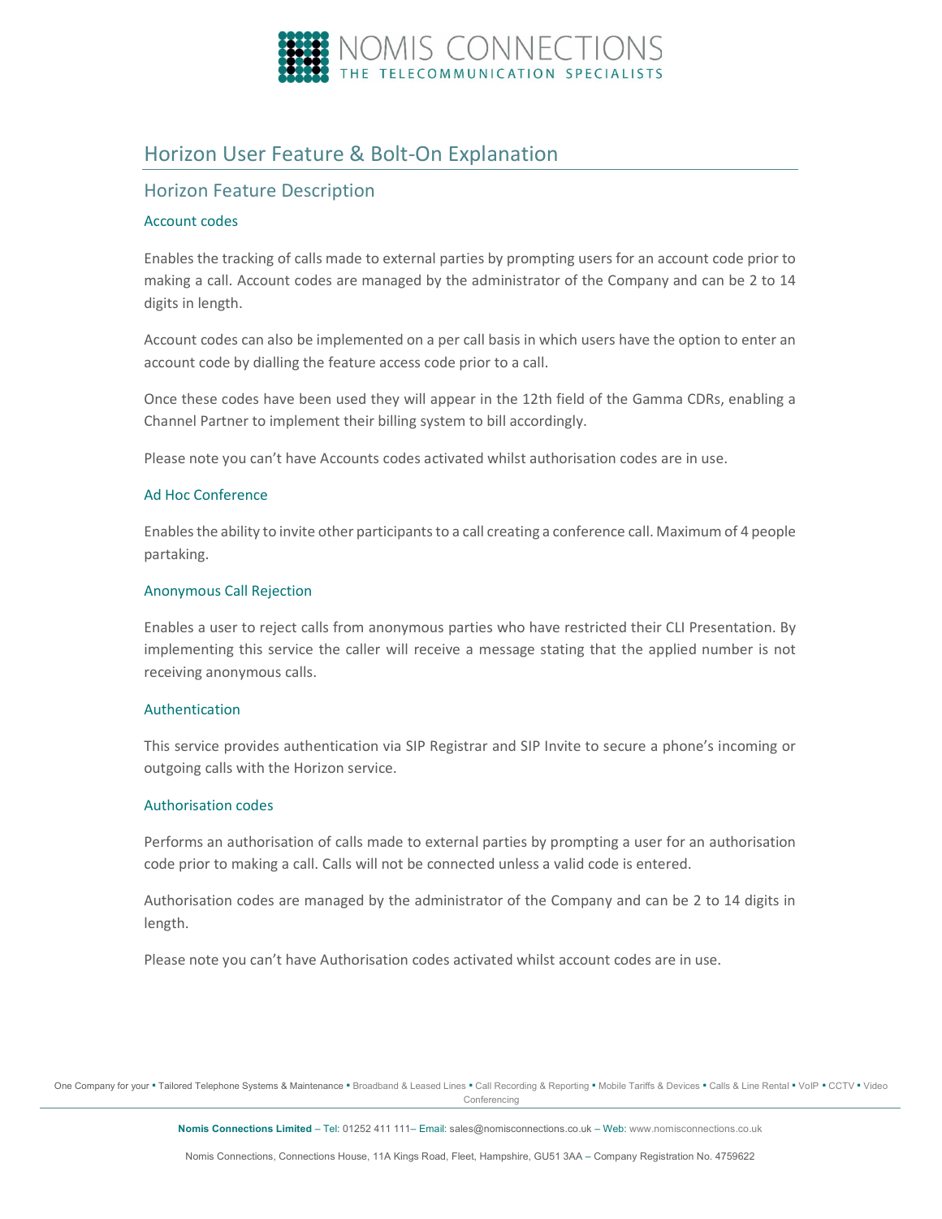# Horizon User Feature & Bolt-On Explanation

## Horizon Feature Description

### Account codes

Enables the tracking of calls made to external parties by prompting users for an account code prior to making a call. Account codes are managed by the administrator of the Company and can be 2 to 14 digits in length.

Account codes can also be implemented on a per call basis in which users have the option to enter an account code by dialling the feature access code prior to a call.

Once these codes have been used they will appear in the 12th field of the Gamma CDRs, enabling a Channel Partner to implement their billing system to bill accordingly.

Please note you can't have Accounts codes activated whilst authorisation codes are in use.

### Ad Hoc Conference

Enables the ability to invite other participants to a call creating a conference call. Maximum of 4 people partaking.

### Anonymous Call Rejection

Enables a user to reject calls from anonymous parties who have restricted their CLI Presentation. By implementing this service the caller will receive a message stating that the applied number is not receiving anonymous calls.

### Authentication

This service provides authentication via SIP Registrar and SIP Invite to secure a phone's incoming or outgoing calls with the Horizon service.

### Authorisation codes

Performs an authorisation of calls made to external parties by prompting a user for an authorisation code prior to making a call. Calls will not be connected unless a valid code is entered.

Authorisation codes are managed by the administrator of the Company and can be 2 to 14 digits in length.

Please note you can't have Authorisation codes activated whilst account codes are in use.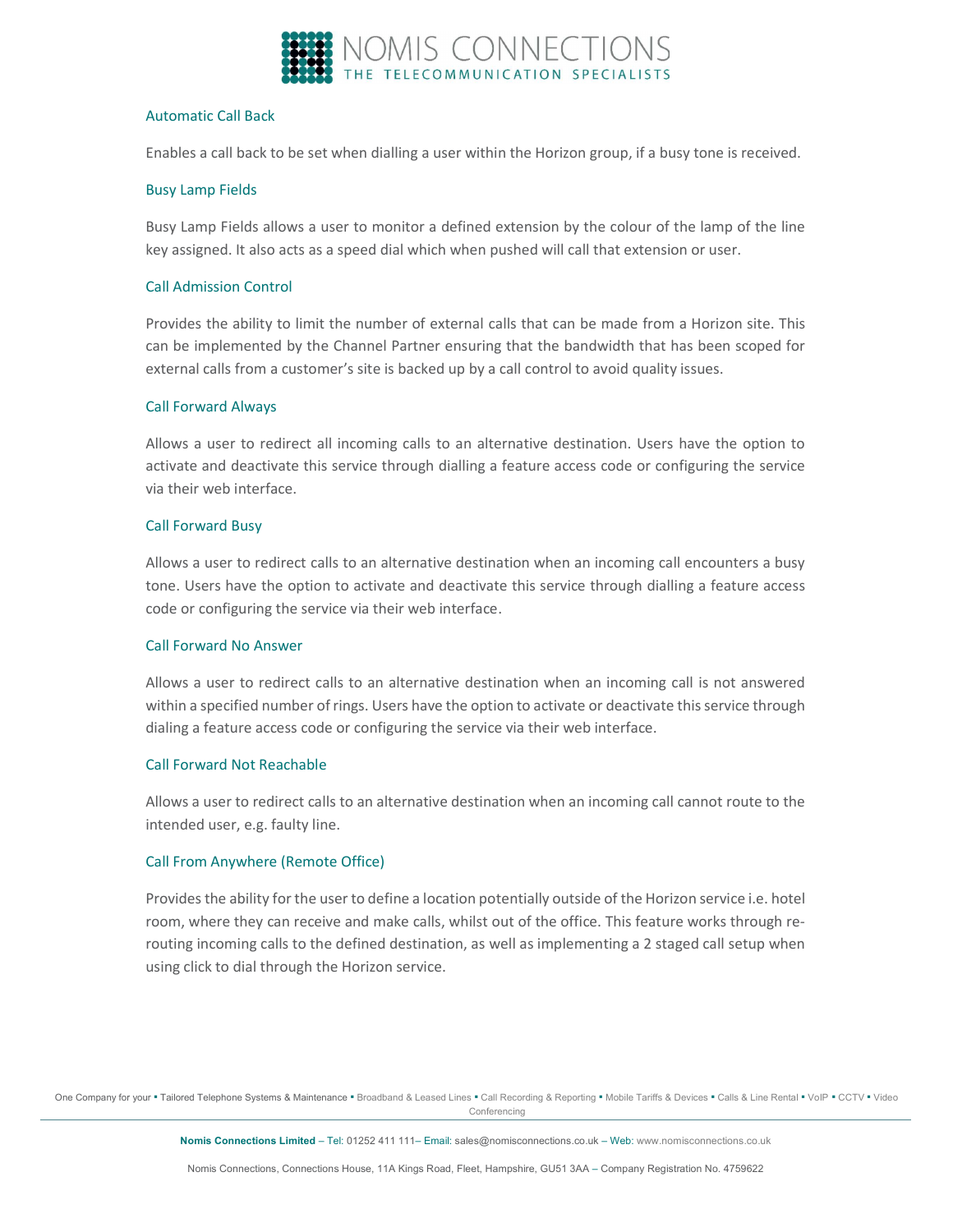### Automatic Call Back

Enables a call back to be set when dialling a user within the Horizon group, if a busy tone is received.

### Busy Lamp Fields

Busy Lamp Fields allows a user to monitor a defined extension by the colour of the lamp of the line key assigned. It also acts as a speed dial which when pushed will call that extension or user.

### Call Admission Control

Provides the ability to limit the number of external calls that can be made from a Horizon site. This can be implemented by the Channel Partner ensuring that the bandwidth that has been scoped for external calls from a customer's site is backed up by a call control to avoid quality issues.

### Call Forward Always

Allows a user to redirect all incoming calls to an alternative destination. Users have the option to activate and deactivate this service through dialling a feature access code or configuring the service via their web interface.

### Call Forward Busy

Allows a user to redirect calls to an alternative destination when an incoming call encounters a busy tone. Users have the option to activate and deactivate this service through dialling a feature access code or configuring the service via their web interface.

### Call Forward No Answer

Allows a user to redirect calls to an alternative destination when an incoming call is not answered within a specified number of rings. Users have the option to activate or deactivate this service through dialing a feature access code or configuring the service via their web interface.

### Call Forward Not Reachable

Allows a user to redirect calls to an alternative destination when an incoming call cannot route to the intended user, e.g. faulty line.

### Call From Anywhere (Remote Office)

Provides the ability for the user to define a location potentially outside of the Horizon service i.e. hotel room, where they can receive and make calls, whilst out of the office. This feature works through re-routing incoming calls to the defined destination, as well as implementing a 2 staged call setup when using click to dial through the Horizon service.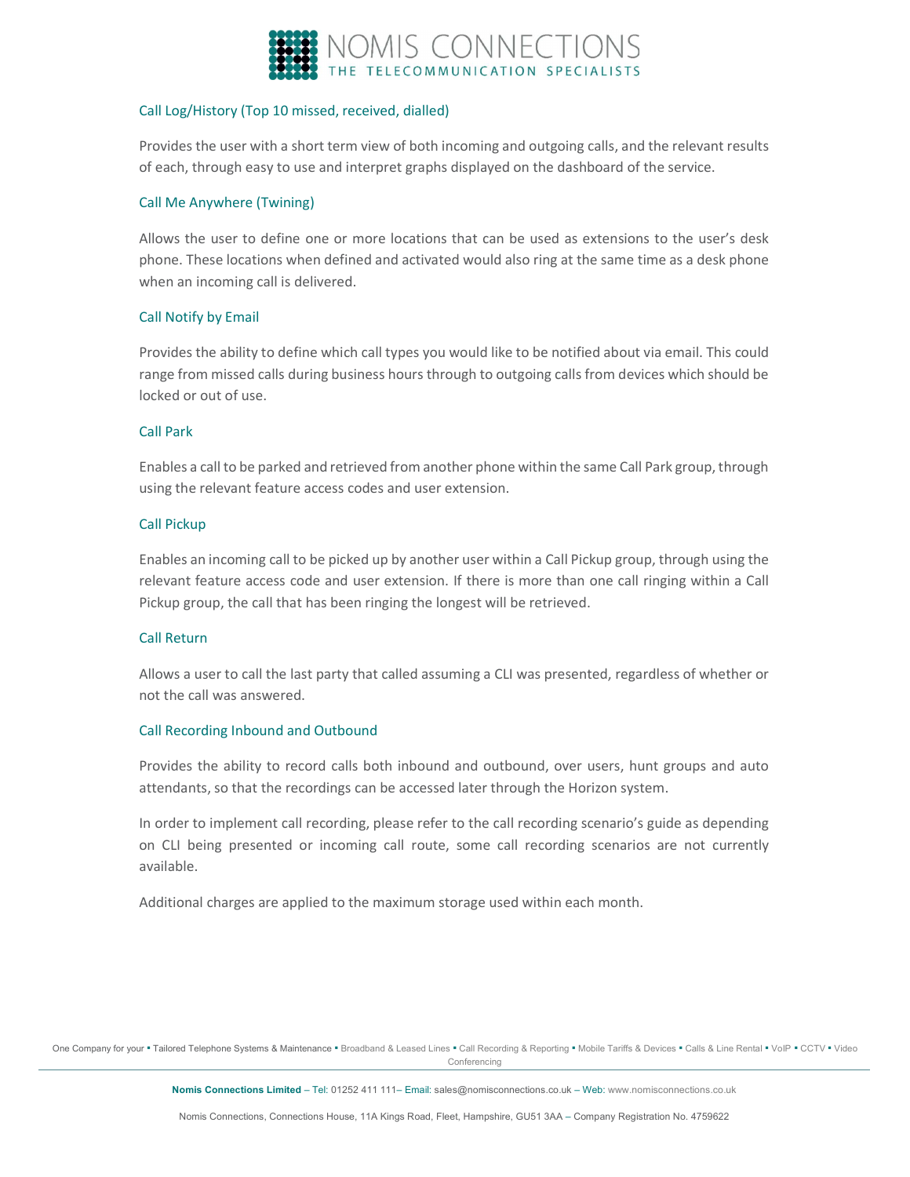### Call Log/History (Top 10 missed, received, dialled)

Provides the user with a short term view of both incoming and outgoing calls, and the relevant results of each, through easy to use and interpret graphs displayed on the dashboard of the service.

### Call Me Anywhere (Twining)

Allows the user to define one or more locations that can be used as extensions to the user's desk phone. These locations when defined and activated would also ring at the same time as a desk phone when an incoming call is delivered.

### Call Notify by Email

Provides the ability to define which call types you would like to be notified about via email. This could range from missed calls during business hours through to outgoing calls from devices which should be locked or out of use.

### Call Park

Enables a call to be parked and retrieved from another phone within the same Call Park group, through using the relevant feature access codes and user extension.

### Call Pickup

Enables an incoming call to be picked up by another user within a Call Pickup group, through using the relevant feature access code and user extension. If there is more than one call ringing within a Call Pickup group, the call that has been ringing the longest will be retrieved.

### Call Return

Allows a user to call the last party that called assuming a CLI was presented, regardless of whether or not the call was answered.

### Call Recording Inbound and Outbound

Provides the ability to record calls both inbound and outbound, over users, hunt groups and auto attendants, so that the recordings can be accessed later through the Horizon system.

In order to implement call recording, please refer to the call recording scenario's guide as depending on CLI being presented or incoming call route, some call recording scenarios are not currently available.

Additional charges are applied to the maximum storage used within each month.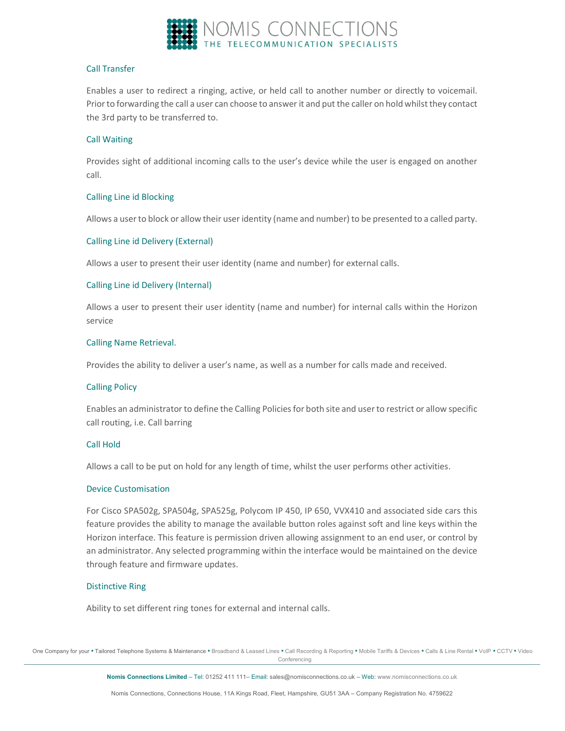### Call Transfer

Enables a user to redirect a ringing, active, or held call to another number or directly to voicemail. Prior to forwarding the call a user can choose to answer it and put the caller on hold whilst they contact the 3rd party to be transferred to.

### Call Waiting

Provides sight of additional incoming calls to the user's device while the user is engaged on another call.

### Calling Line id Blocking

Allows a user to block or allow their user identity (name and number) to be presented to a called party.

### Calling Line id Delivery (External)

Allows a user to present their user identity (name and number) for external calls.

### Calling Line id Delivery (Internal)

Allows a user to present their user identity (name and number) for internal calls within the Horizon service

### Calling Name Retrieval.

Provides the ability to deliver a user's name, as well as a number for calls made and received.

### Calling Policy

Enables an administrator to define the Calling Policies for both site and user to restrict or allow specific call routing, i.e. Call barring

### Call Hold

Allows a call to be put on hold for any length of time, whilst the user performs other activities.

### Device Customisation

For Cisco SPA502g, SPA504g, SPA525g, Polycom IP 450, IP 650, VVX410 and associated side cars this feature provides the ability to manage the available button roles against soft and line keys within the Horizon interface. This feature is permission driven allowing assignment to an end user, or control by an administrator. Any selected programming within the interface would be maintained on the device through feature and firmware updates.

### Distinctive Ring

Ability to set different ring tones for external and internal calls.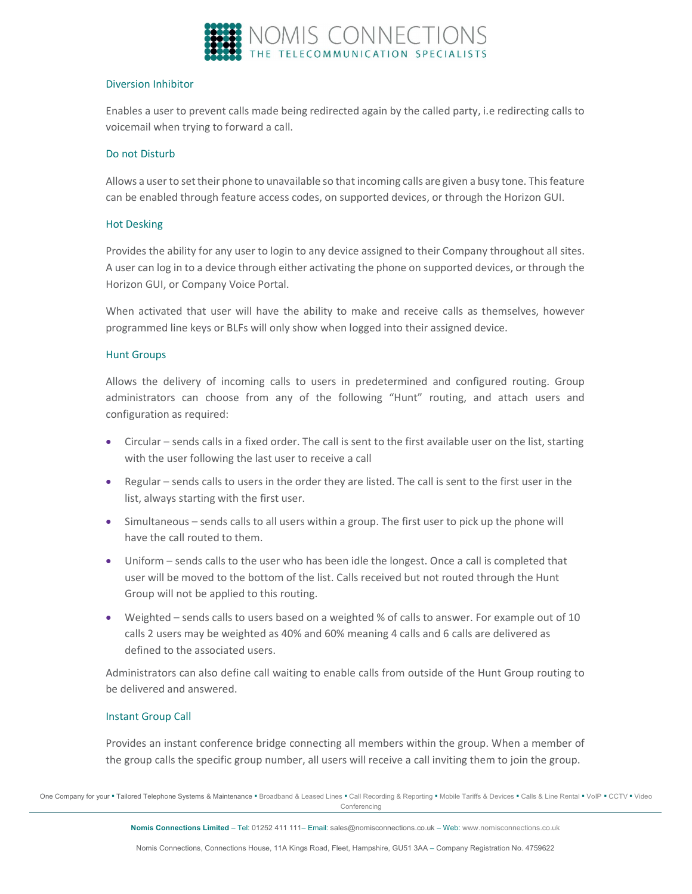### Diversion Inhibitor

Enables a user to prevent calls made being redirected again by the called party, i.e redirecting calls to voicemail when trying to forward a call.

### Do not Disturb

Allows a user to set their phone to unavailable so that incoming calls are given a busy tone. This feature can be enabled through feature access codes, on supported devices, or through the Horizon GUI.

### Hot Desking

Provides the ability for any user to login to any device assigned to their Company throughout all sites. A user can log in to a device through either activating the phone on supported devices, or through the Horizon GUI, or Company Voice Portal.

When activated that user will have the ability to make and receive calls as themselves, however programmed line keys or BLFs will only show when logged into their assigned device.

### Hunt Groups

Allows the delivery of incoming calls to users in predetermined and configured routing. Group administrators can choose from any of the following "Hunt" routing, and attach users and configuration as required:

- Circular – sends calls in a fixed order. The call is sent to the first available user on the list, starting with the user following the last user to receive a call
- Regular – sends calls to users in the order they are listed. The call is sent to the first user in the list, always starting with the first user.
- Simultaneous – sends calls to all users within a group. The first user to pick up the phone will have the call routed to them.
- Uniform – sends calls to the user who has been idle the longest. Once a call is completed that user will be moved to the bottom of the list. Calls received but not routed through the Hunt Group will not be applied to this routing.
- Weighted – sends calls to users based on a weighted % of calls to answer. For example out of 10 calls 2 users may be weighted as 40% and 60% meaning 4 calls and 6 calls are delivered as defined to the associated users.

Administrators can also define call waiting to enable calls from outside of the Hunt Group routing to be delivered and answered.

### Instant Group Call

Provides an instant conference bridge connecting all members within the group. When a member of the group calls the specific group number, all users will receive a call inviting them to join the group.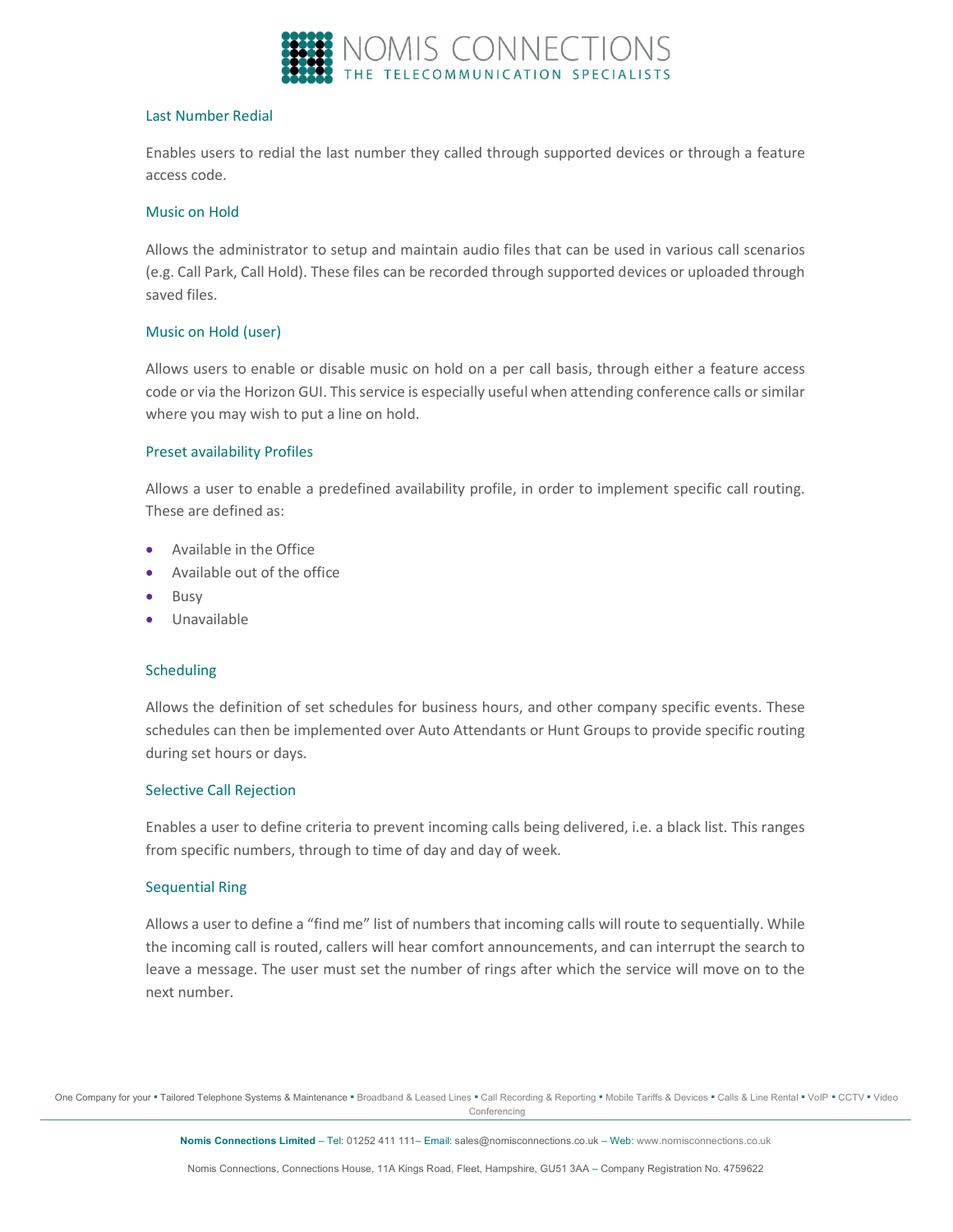### Last Number Redial

Enables users to redial the last number they called through supported devices or through a feature access code.

### Music on Hold

Allows the administrator to setup and maintain audio files that can be used in various call scenarios (e.g. Call Park, Call Hold). These files can be recorded through supported devices or uploaded through saved files.

### Music on Hold (user)

Allows users to enable or disable music on hold on a per call basis, through either a feature access code or via the Horizon GUI. This service is especially useful when attending conference calls or similar where you may wish to put a line on hold.

### Preset availability Profiles

Allows a user to enable a predefined availability profile, in order to implement specific call routing. These are defined as:

- Available in the Office
- Available out of the office
- Busy
- Unavailable

### Scheduling

Allows the definition of set schedules for business hours, and other company specific events. These schedules can then be implemented over Auto Attendants or Hunt Groups to provide specific routing during set hours or days.

### Selective Call Rejection

Enables a user to define criteria to prevent incoming calls being delivered, i.e. a black list. This ranges from specific numbers, through to time of day and day of week.

### Sequential Ring

Allows a user to define a "find me" list of numbers that incoming calls will route to sequentially. While the incoming call is routed, callers will hear comfort announcements, and can interrupt the search to leave a message. The user must set the number of rings after which the service will move on to the next number.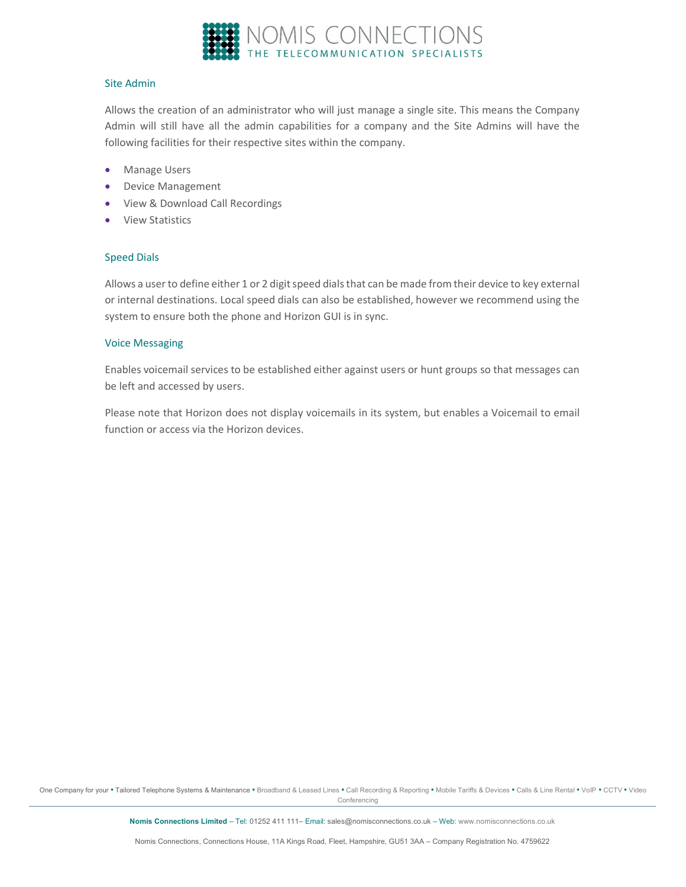## Site Admin

Allows the creation of an administrator who will just manage a single site. This means the Company Admin will still have all the admin capabilities for a company and the Site Admins will have the following facilities for their respective sites within the company.

- Manage Users
- Device Management
- View & Download Call Recordings
- View Statistics

## Speed Dials

Allows a user to define either 1 or 2 digit speed dials that can be made from their device to key external or internal destinations. Local speed dials can also be established, however we recommend using the system to ensure both the phone and Horizon GUI is in sync.

## Voice Messaging

Enables voicemail services to be established either against users or hunt groups so that messages can be left and accessed by users.

Please note that Horizon does not display voicemails in its system, but enables a Voicemail to email function or access via the Horizon devices.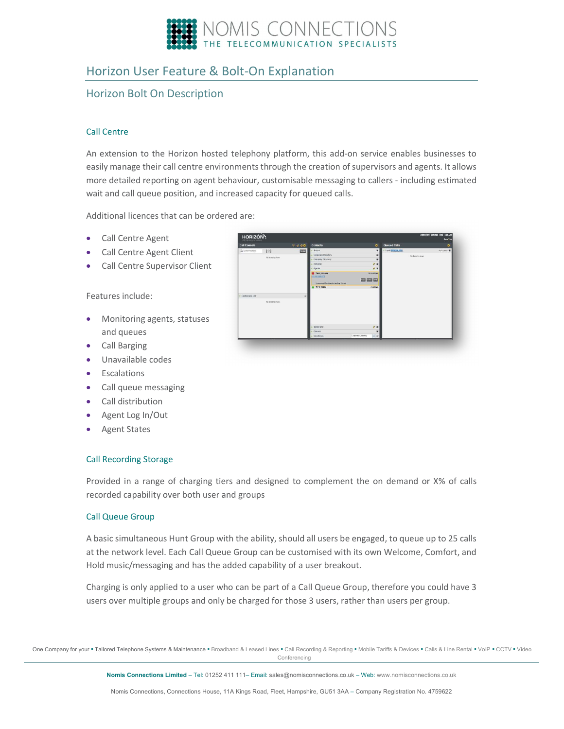# Horizon User Feature & Bolt-On Explanation

## Horizon Bolt On Description

### Call Centre

An extension to the Horizon hosted telephony platform, this add-on service enables businesses to easily manage their call centre environments through the creation of supervisors and agents. It allows more detailed reporting on agent behaviour, customisable messaging to callers - including estimated wait and call queue position, and increased capacity for queued calls.

Additional licences that can be ordered are:

- Call Centre Agent
- Call Centre Agent Client
- Call Centre Supervisor Client

Features include:

- Monitoring agents, statuses and queues
- Call Barging
- Unavailable codes
- Escalations
- Call queue messaging
- Call distribution
- Agent Log In/Out
- Agent States

### Call Recording Storage

Provided in a range of charging tiers and designed to complement the on demand or X% of calls recorded capability over both user and groups

### Call Queue Group

A basic simultaneous Hunt Group with the ability, should all users be engaged, to queue up to 25 calls at the network level. Each Call Queue Group can be customised with its own Welcome, Comfort, and Hold music/messaging and has the added capability of a user breakout.

Charging is only applied to a user who can be part of a Call Queue Group, therefore you could have 3 users over multiple groups and only be charged for those 3 users, rather than users per group.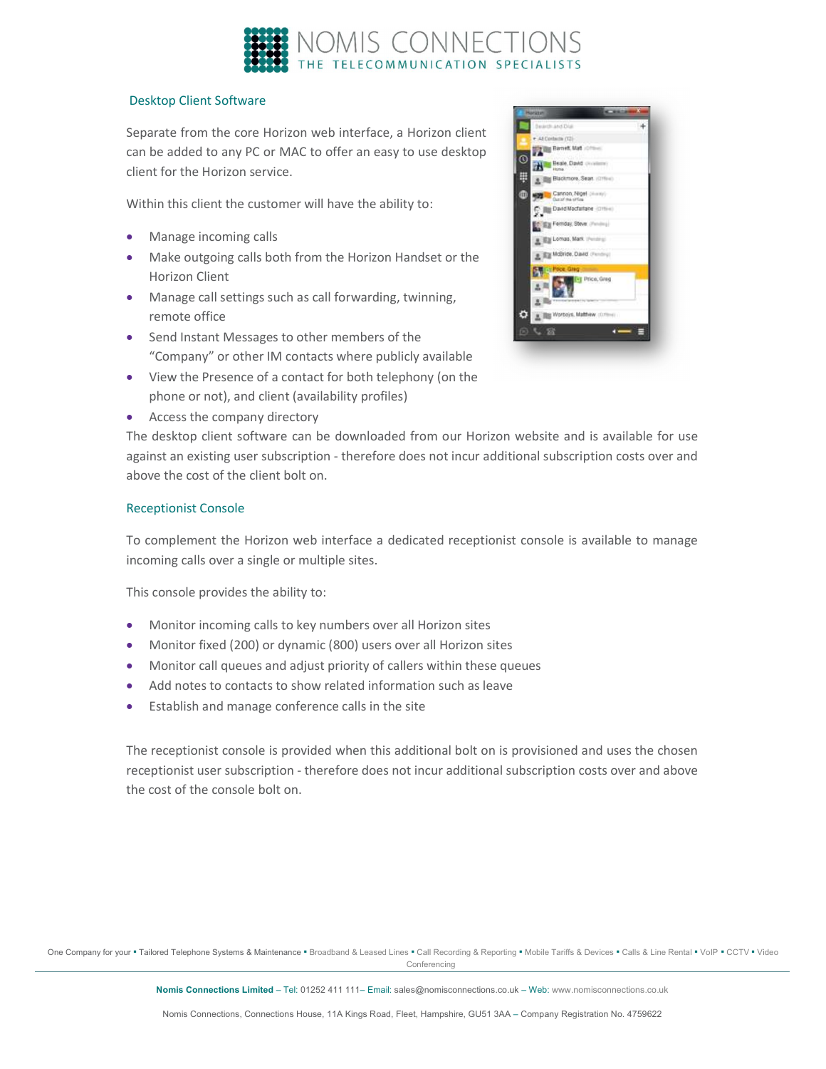## Desktop Client Software

Separate from the core Horizon web interface, a Horizon client can be added to any PC or MAC to offer an easy to use desktop client for the Horizon service.

Within this client the customer will have the ability to:

- Manage incoming calls
- Make outgoing calls both from the Horizon Handset or the Horizon Client
- Manage call settings such as call forwarding, twinning, remote office
- Send Instant Messages to other members of the "Company" or other IM contacts where publicly available
- View the Presence of a contact for both telephony (on the phone or not), and client (availability profiles)
- Access the company directory

The desktop client software can be downloaded from our Horizon website and is available for use against an existing user subscription - therefore does not incur additional subscription costs over and above the cost of the client bolt on.

## Receptionist Console

To complement the Horizon web interface a dedicated receptionist console is available to manage incoming calls over a single or multiple sites.

This console provides the ability to:

- Monitor incoming calls to key numbers over all Horizon sites
- Monitor fixed (200) or dynamic (800) users over all Horizon sites
- Monitor call queues and adjust priority of callers within these queues
- Add notes to contacts to show related information such as leave
- Establish and manage conference calls in the site

The receptionist console is provided when this additional bolt on is provisioned and uses the chosen receptionist user subscription - therefore does not incur additional subscription costs over and above the cost of the console bolt on.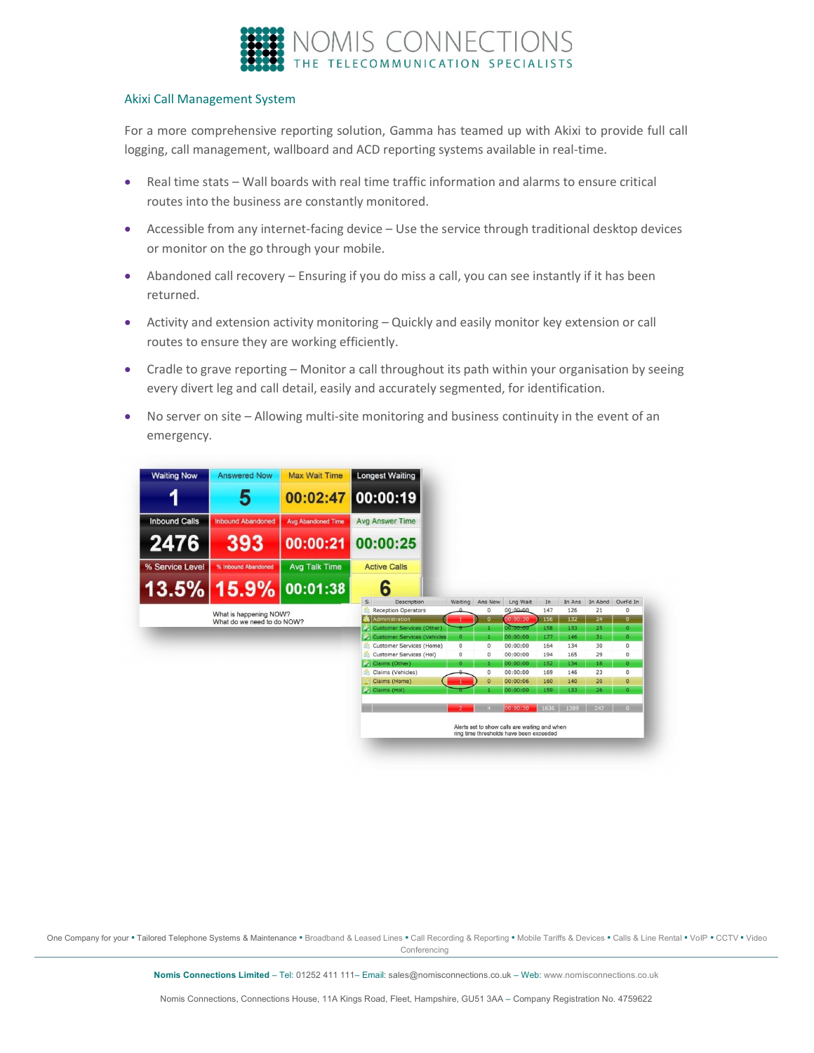## Akixi Call Management System

For a more comprehensive reporting solution, Gamma has teamed up with Akixi to provide full call logging, call management, wallboard and ACD reporting systems available in real-time.

- Real time stats – Wall boards with real time traffic information and alarms to ensure critical routes into the business are constantly monitored.
- Accessible from any internet-facing device – Use the service through traditional desktop devices or monitor on the go through your mobile.
- Abandoned call recovery – Ensuring if you do miss a call, you can see instantly if it has been returned.
- Activity and extension activity monitoring – Quickly and easily monitor key extension or call routes to ensure they are working efficiently.
- Cradle to grave reporting – Monitor a call throughout its path within your organisation by seeing every divert leg and call detail, easily and accurately segmented, for identification.
- No server on site – Allowing multi-site monitoring and business continuity in the event of an emergency.

| Waiting Now | Answered Now | Max Wait Time | Longest Waiting |
|---|---|---|---|
| 1 | 5 | 00:02:47 | 00:00:19 |
| **Inbound Calls** | **Inbound Abandoned** | **Avg Abandoned Time** | **Avg Answer Time** |
| 2476 | 393 | 00:00:21 | 00:00:25 |
| **% Service Level** | **% Inbound Abandoned** | **Avg Talk Time** | **Active Calls** |
| 13.5% | 15.9% | 00:01:38 | 6 |

What is happening NOW?
What do we need to do NOW?

| S | Description | Waiting | Ans Now | Lng Wait | In | In Ans | In Abnd | OvrFd In |
|---|---|---|---|---|---|---|---|---|
| | Reception Operators | 0 | 0 | 00:00:00 | 147 | 126 | 21 | 0 |
| | Administration | 1 | 0 | 00:00:30 | 156 | 132 | 24 | 0 |
| | Customer Services (Other) | 0 | 1 | 00:00:00 | 158 | 133 | 25 | 0 |
| | Customer Services (Vehicles) | 0 | 1 | 00:00:00 | 177 | 146 | 31 | 0 |
| | Customer Services (Home) | 0 | 0 | 00:00:00 | 164 | 134 | 30 | 0 |
| | Customer Services (Hol) | 0 | 0 | 00:00:00 | 194 | 165 | 29 | 0 |
| | Claims (Other) | 0 | 1 | 00:00:00 | 152 | 134 | 18 | 0 |
| | Claims (Vehicles) | 0 | 0 | 00:00:00 | 169 | 146 | 23 | 0 |
| | Claims (Home) | 1 | 0 | 00:00:06 | 160 | 140 | 20 | 0 |
| | Claims (Hol) | 0 | 1 | 00:00:00 | 159 | 133 | 26 | 0 |
| | | 2 | 4 | 00:00:30 | 1636 | 1389 | 247 | 0 |

Alerts set to show calls are waiting and when ring time thresholds have been exceeded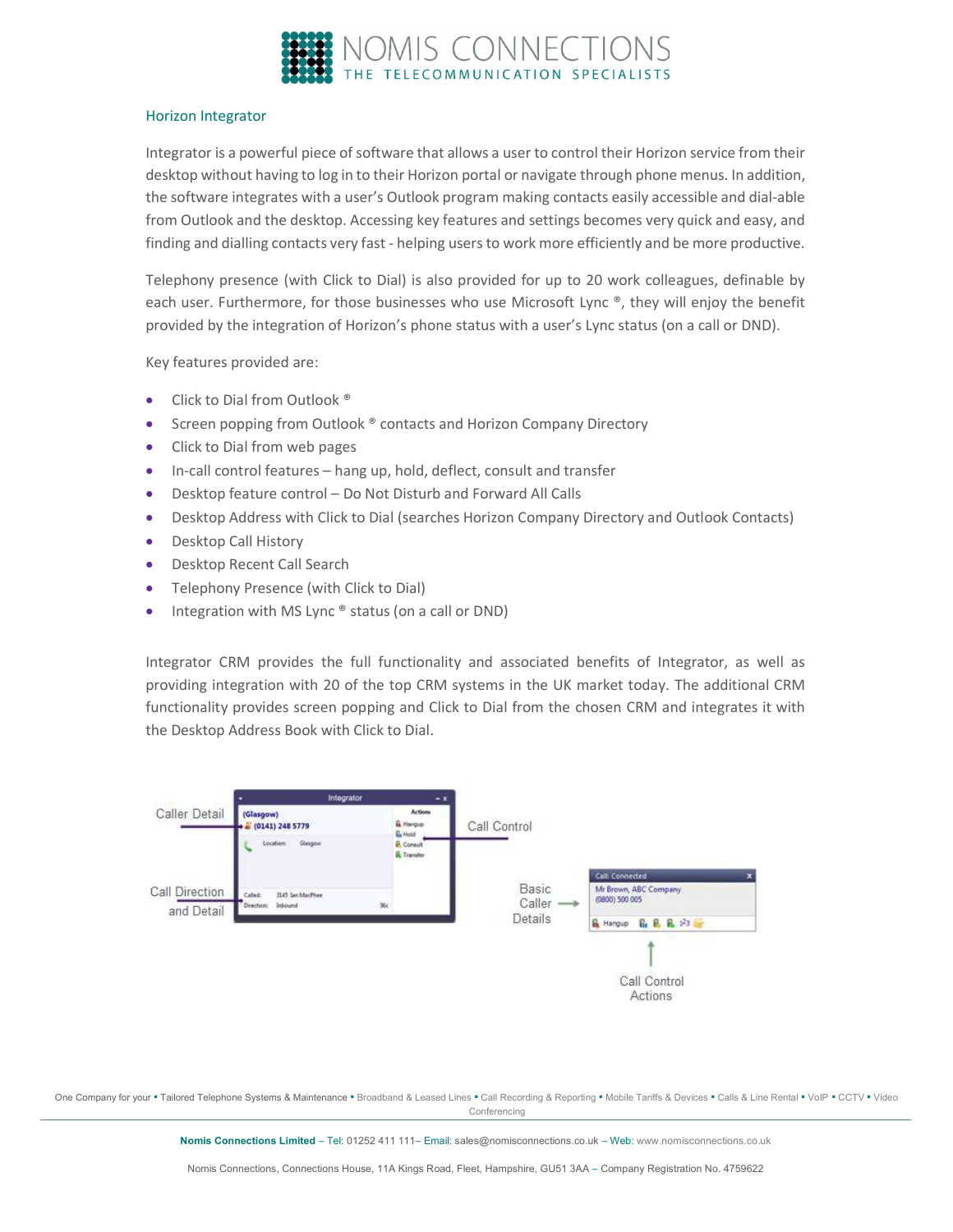## Horizon Integrator

Integrator is a powerful piece of software that allows a user to control their Horizon service from their desktop without having to log in to their Horizon portal or navigate through phone menus. In addition, the software integrates with a user's Outlook program making contacts easily accessible and dial-able from Outlook and the desktop. Accessing key features and settings becomes very quick and easy, and finding and dialling contacts very fast - helping users to work more efficiently and be more productive.

Telephony presence (with Click to Dial) is also provided for up to 20 work colleagues, definable by each user. Furthermore, for those businesses who use Microsoft Lync ®, they will enjoy the benefit provided by the integration of Horizon's phone status with a user's Lync status (on a call or DND).

Key features provided are:

- Click to Dial from Outlook ®
- Screen popping from Outlook ® contacts and Horizon Company Directory
- Click to Dial from web pages
- In-call control features – hang up, hold, deflect, consult and transfer
- Desktop feature control – Do Not Disturb and Forward All Calls
- Desktop Address with Click to Dial (searches Horizon Company Directory and Outlook Contacts)
- Desktop Call History
- Desktop Recent Call Search
- Telephony Presence (with Click to Dial)
- Integration with MS Lync ® status (on a call or DND)

Integrator CRM provides the full functionality and associated benefits of Integrator, as well as providing integration with 20 of the top CRM systems in the UK market today. The additional CRM functionality provides screen popping and Click to Dial from the chosen CRM and integrates it with the Desktop Address Book with Click to Dial.

Caller Detail
Call Direction and Detail
Call Control
Basic Caller Details
Call Control Actions